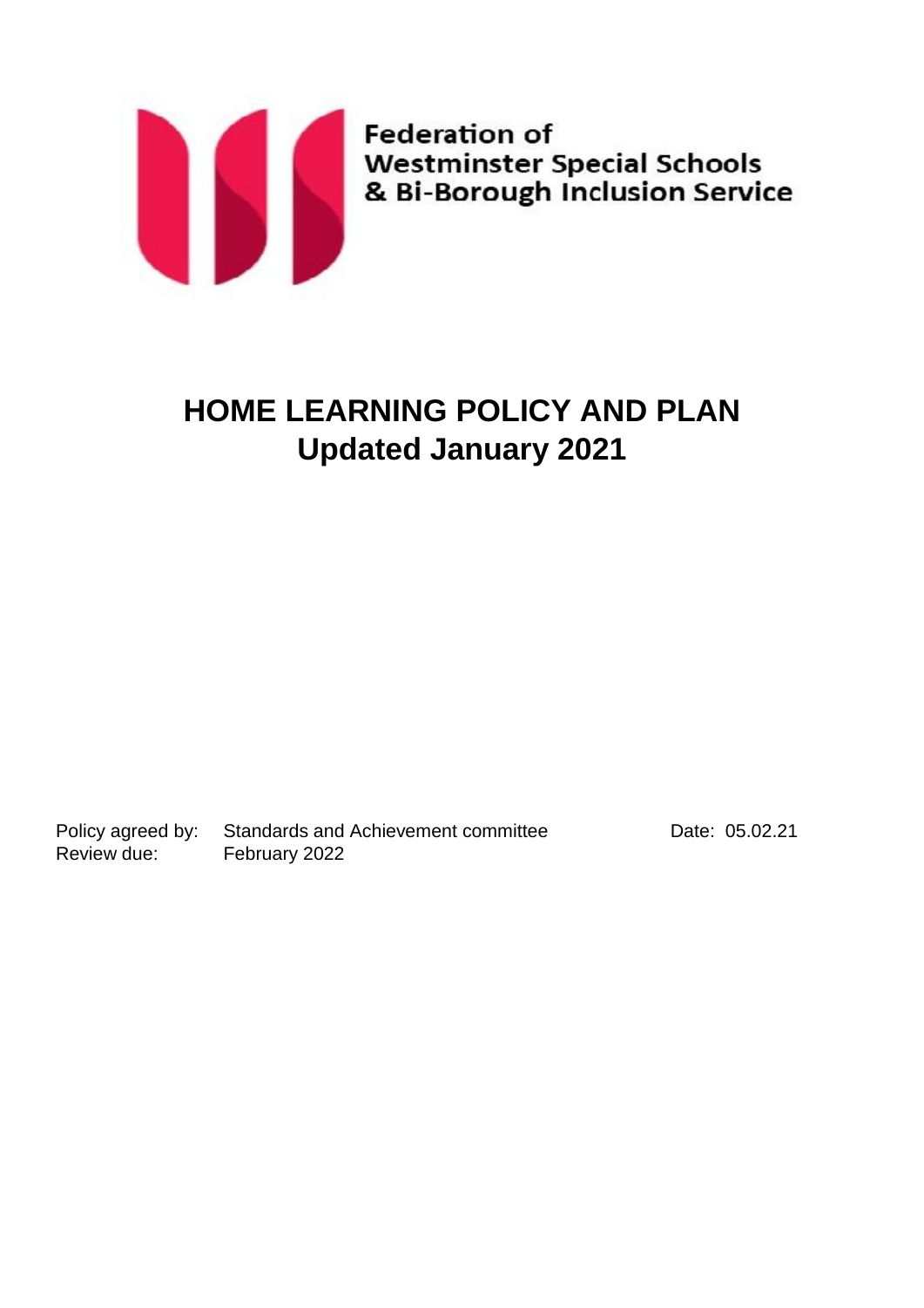Federation of
Westminster Special Schools
& Bi-Borough Inclusion Service

# HOME LEARNING POLICY AND PLAN
## Updated January 2021

Policy agreed by: Standards and Achievement committee Date: 05.02.21
Review due: February 2022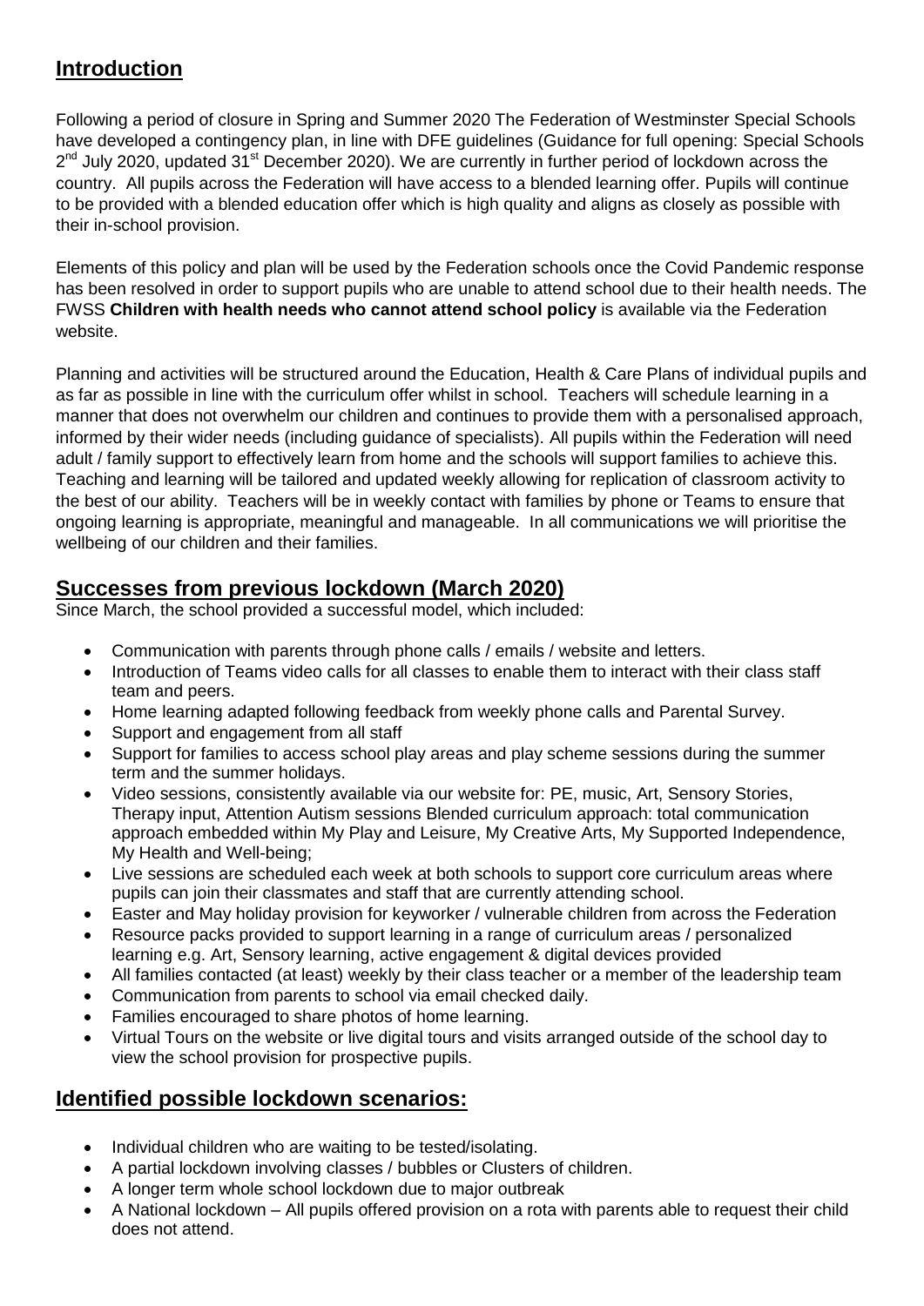## Introduction

Following a period of closure in Spring and Summer 2020 The Federation of Westminster Special Schools have developed a contingency plan, in line with DFE guidelines (Guidance for full opening: Special Schools 2nd July 2020, updated 31st December 2020). We are currently in further period of lockdown across the country. All pupils across the Federation will have access to a blended learning offer. Pupils will continue to be provided with a blended education offer which is high quality and aligns as closely as possible with their in-school provision.

Elements of this policy and plan will be used by the Federation schools once the Covid Pandemic response has been resolved in order to support pupils who are unable to attend school due to their health needs. The FWSS **Children with health needs who cannot attend school policy** is available via the Federation website.

Planning and activities will be structured around the Education, Health & Care Plans of individual pupils and as far as possible in line with the curriculum offer whilst in school. Teachers will schedule learning in a manner that does not overwhelm our children and continues to provide them with a personalised approach, informed by their wider needs (including guidance of specialists). All pupils within the Federation will need adult / family support to effectively learn from home and the schools will support families to achieve this. Teaching and learning will be tailored and updated weekly allowing for replication of classroom activity to the best of our ability. Teachers will be in weekly contact with families by phone or Teams to ensure that ongoing learning is appropriate, meaningful and manageable. In all communications we will prioritise the wellbeing of our children and their families.

## Successes from previous lockdown (March 2020)

Since March, the school provided a successful model, which included:

- Communication with parents through phone calls / emails / website and letters.
- Introduction of Teams video calls for all classes to enable them to interact with their class staff team and peers.
- Home learning adapted following feedback from weekly phone calls and Parental Survey.
- Support and engagement from all staff
- Support for families to access school play areas and play scheme sessions during the summer term and the summer holidays.
- Video sessions, consistently available via our website for: PE, music, Art, Sensory Stories, Therapy input, Attention Autism sessions Blended curriculum approach: total communication approach embedded within My Play and Leisure, My Creative Arts, My Supported Independence, My Health and Well-being;
- Live sessions are scheduled each week at both schools to support core curriculum areas where pupils can join their classmates and staff that are currently attending school.
- Easter and May holiday provision for keyworker / vulnerable children from across the Federation
- Resource packs provided to support learning in a range of curriculum areas / personalized learning e.g. Art, Sensory learning, active engagement & digital devices provided
- All families contacted (at least) weekly by their class teacher or a member of the leadership team
- Communication from parents to school via email checked daily.
- Families encouraged to share photos of home learning.
- Virtual Tours on the website or live digital tours and visits arranged outside of the school day to view the school provision for prospective pupils.

## Identified possible lockdown scenarios:

- Individual children who are waiting to be tested/isolating.
- A partial lockdown involving classes / bubbles or Clusters of children.
- A longer term whole school lockdown due to major outbreak
- A National lockdown – All pupils offered provision on a rota with parents able to request their child does not attend.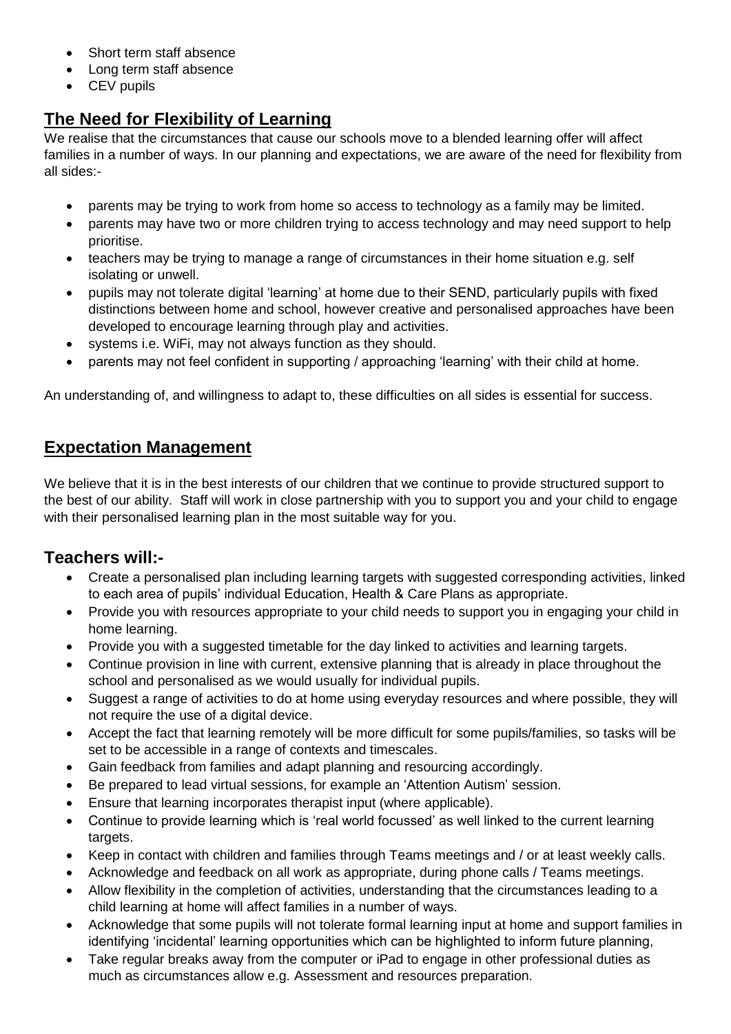- Short term staff absence
- Long term staff absence
- CEV pupils

## The Need for Flexibility of Learning

We realise that the circumstances that cause our schools move to a blended learning offer will affect families in a number of ways. In our planning and expectations, we are aware of the need for flexibility from all sides:-

- parents may be trying to work from home so access to technology as a family may be limited.
- parents may have two or more children trying to access technology and may need support to help prioritise.
- teachers may be trying to manage a range of circumstances in their home situation e.g. self isolating or unwell.
- pupils may not tolerate digital 'learning' at home due to their SEND, particularly pupils with fixed distinctions between home and school, however creative and personalised approaches have been developed to encourage learning through play and activities.
- systems i.e. WiFi, may not always function as they should.
- parents may not feel confident in supporting / approaching 'learning' with their child at home.

An understanding of, and willingness to adapt to, these difficulties on all sides is essential for success.

## Expectation Management

We believe that it is in the best interests of our children that we continue to provide structured support to the best of our ability. Staff will work in close partnership with you to support you and your child to engage with their personalised learning plan in the most suitable way for you.

### Teachers will:-

- Create a personalised plan including learning targets with suggested corresponding activities, linked to each area of pupils' individual Education, Health & Care Plans as appropriate.
- Provide you with resources appropriate to your child needs to support you in engaging your child in home learning.
- Provide you with a suggested timetable for the day linked to activities and learning targets.
- Continue provision in line with current, extensive planning that is already in place throughout the school and personalised as we would usually for individual pupils.
- Suggest a range of activities to do at home using everyday resources and where possible, they will not require the use of a digital device.
- Accept the fact that learning remotely will be more difficult for some pupils/families, so tasks will be set to be accessible in a range of contexts and timescales.
- Gain feedback from families and adapt planning and resourcing accordingly.
- Be prepared to lead virtual sessions, for example an 'Attention Autism' session.
- Ensure that learning incorporates therapist input (where applicable).
- Continue to provide learning which is 'real world focussed' as well linked to the current learning targets.
- Keep in contact with children and families through Teams meetings and / or at least weekly calls.
- Acknowledge and feedback on all work as appropriate, during phone calls / Teams meetings.
- Allow flexibility in the completion of activities, understanding that the circumstances leading to a child learning at home will affect families in a number of ways.
- Acknowledge that some pupils will not tolerate formal learning input at home and support families in identifying 'incidental' learning opportunities which can be highlighted to inform future planning,
- Take regular breaks away from the computer or iPad to engage in other professional duties as much as circumstances allow e.g. Assessment and resources preparation.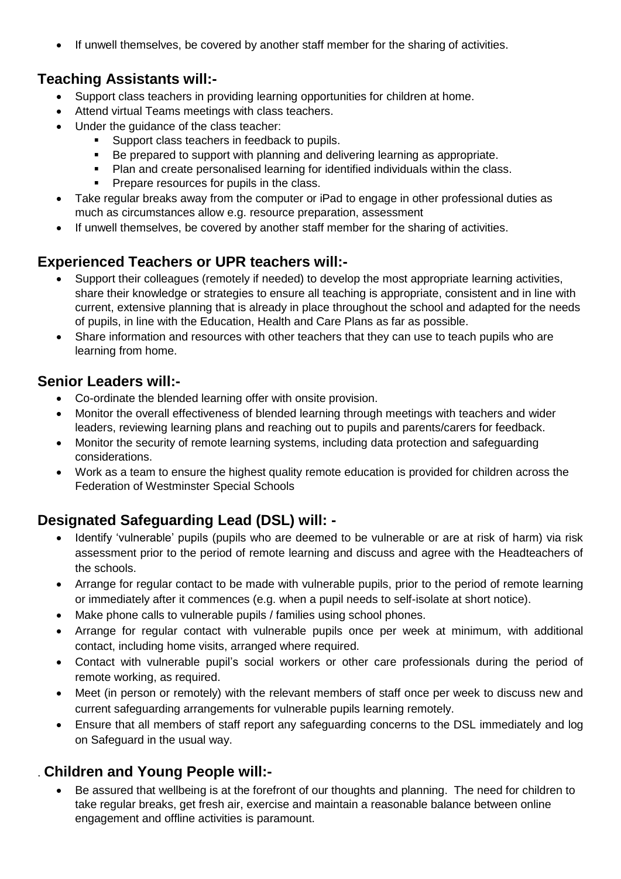- If unwell themselves, be covered by another staff member for the sharing of activities.

## Teaching Assistants will:-

- Support class teachers in providing learning opportunities for children at home.
- Attend virtual Teams meetings with class teachers.
- Under the guidance of the class teacher:
  - Support class teachers in feedback to pupils.
  - Be prepared to support with planning and delivering learning as appropriate.
  - Plan and create personalised learning for identified individuals within the class.
  - Prepare resources for pupils in the class.
- Take regular breaks away from the computer or iPad to engage in other professional duties as much as circumstances allow e.g. resource preparation, assessment
- If unwell themselves, be covered by another staff member for the sharing of activities.

## Experienced Teachers or UPR teachers will:-

- Support their colleagues (remotely if needed) to develop the most appropriate learning activities, share their knowledge or strategies to ensure all teaching is appropriate, consistent and in line with current, extensive planning that is already in place throughout the school and adapted for the needs of pupils, in line with the Education, Health and Care Plans as far as possible.
- Share information and resources with other teachers that they can use to teach pupils who are learning from home.

## Senior Leaders will:-

- Co-ordinate the blended learning offer with onsite provision.
- Monitor the overall effectiveness of blended learning through meetings with teachers and wider leaders, reviewing learning plans and reaching out to pupils and parents/carers for feedback.
- Monitor the security of remote learning systems, including data protection and safeguarding considerations.
- Work as a team to ensure the highest quality remote education is provided for children across the Federation of Westminster Special Schools

## Designated Safeguarding Lead (DSL) will: -

- Identify 'vulnerable' pupils (pupils who are deemed to be vulnerable or are at risk of harm) via risk assessment prior to the period of remote learning and discuss and agree with the Headteachers of the schools.
- Arrange for regular contact to be made with vulnerable pupils, prior to the period of remote learning or immediately after it commences (e.g. when a pupil needs to self-isolate at short notice).
- Make phone calls to vulnerable pupils / families using school phones.
- Arrange for regular contact with vulnerable pupils once per week at minimum, with additional contact, including home visits, arranged where required.
- Contact with vulnerable pupil's social workers or other care professionals during the period of remote working, as required.
- Meet (in person or remotely) with the relevant members of staff once per week to discuss new and current safeguarding arrangements for vulnerable pupils learning remotely.
- Ensure that all members of staff report any safeguarding concerns to the DSL immediately and log on Safeguard in the usual way.

## . Children and Young People will:-

- Be assured that wellbeing is at the forefront of our thoughts and planning. The need for children to take regular breaks, get fresh air, exercise and maintain a reasonable balance between online engagement and offline activities is paramount.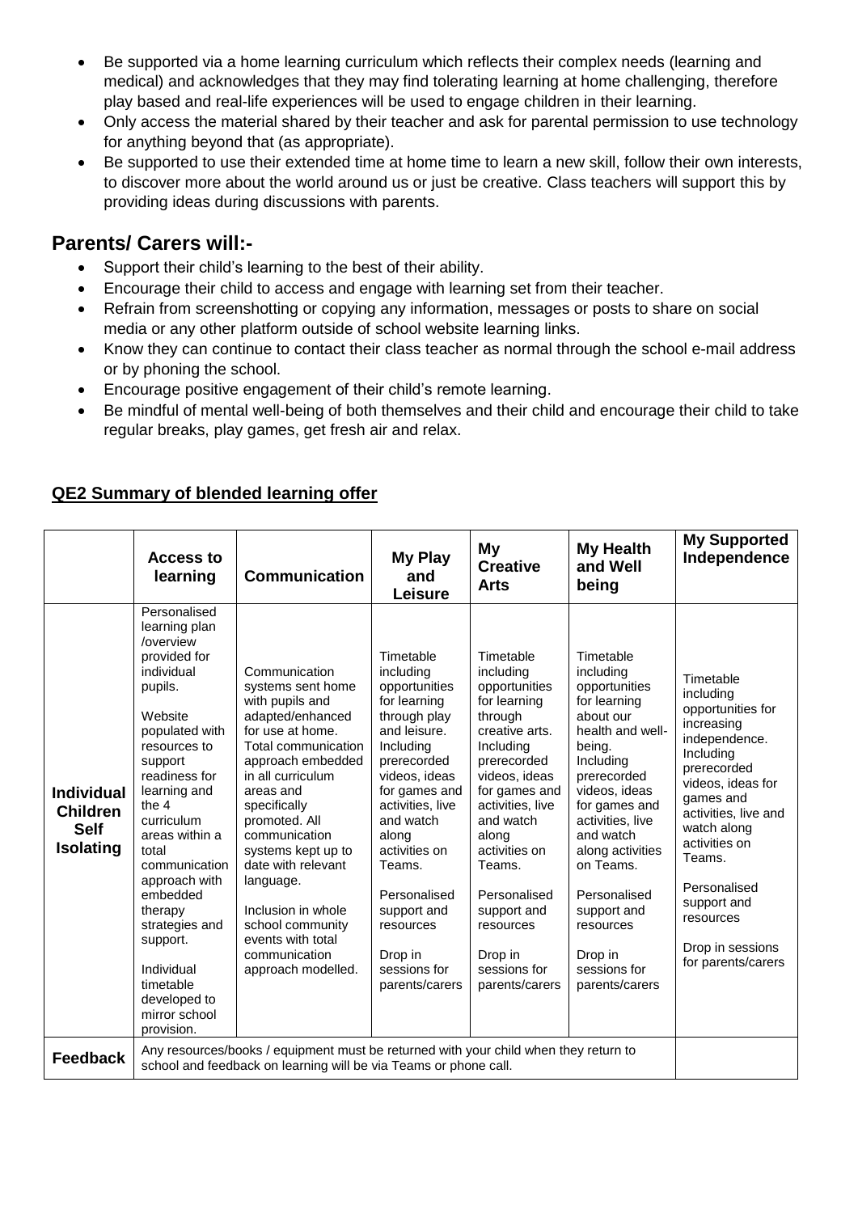- Be supported via a home learning curriculum which reflects their complex needs (learning and medical) and acknowledges that they may find tolerating learning at home challenging, therefore play based and real-life experiences will be used to engage children in their learning.
- Only access the material shared by their teacher and ask for parental permission to use technology for anything beyond that (as appropriate).
- Be supported to use their extended time at home time to learn a new skill, follow their own interests, to discover more about the world around us or just be creative. Class teachers will support this by providing ideas during discussions with parents.

## Parents/ Carers will:-

- Support their child's learning to the best of their ability.
- Encourage their child to access and engage with learning set from their teacher.
- Refrain from screenshotting or copying any information, messages or posts to share on social media or any other platform outside of school website learning links.
- Know they can continue to contact their class teacher as normal through the school e-mail address or by phoning the school.
- Encourage positive engagement of their child's remote learning.
- Be mindful of mental well-being of both themselves and their child and encourage their child to take regular breaks, play games, get fresh air and relax.

**QE2 Summary of blended learning offer**

| | Access to learning | Communication | My Play and Leisure | My Creative Arts | My Health and Well being | My Supported Independence |
|---|---|---|---|---|---|---|
| **Individual Children Self Isolating** | Personalised learning plan /overview provided for individual pupils.<br><br>Website populated with resources to support readiness for learning and the 4 curriculum areas within a total communication approach with embedded therapy strategies and support.<br><br>Individual timetable developed to mirror school provision. | Communication systems sent home with pupils and adapted/enhanced for use at home. Total communication approach embedded in all curriculum areas and specifically promoted. All communication systems kept up to date with relevant language.<br><br>Inclusion in whole school community events with total communication approach modelled. | Timetable including opportunities for learning through play and leisure. Including prerecorded videos, ideas for games and activities, live and watch along activities on Teams.<br><br>Personalised support and resources<br><br>Drop in sessions for parents/carers | Timetable including opportunities for learning through creative arts. Including prerecorded videos, ideas for games and activities, live and watch along activities on Teams.<br><br>Personalised support and resources<br><br>Drop in sessions for parents/carers | Timetable including opportunities for learning about our health and well-being. Including prerecorded videos, ideas for games and activities, live and watch along activities on Teams.<br><br>Personalised support and resources<br><br>Drop in sessions for parents/carers | Timetable including opportunities for increasing independence. Including prerecorded videos, ideas for games and activities, live and watch along activities on Teams.<br><br>Personalised support and resources<br><br>Drop in sessions for parents/carers |
| **Feedback** | Any resources/books / equipment must be returned with your child when they return to school and feedback on learning will be via Teams or phone call. | | | | | |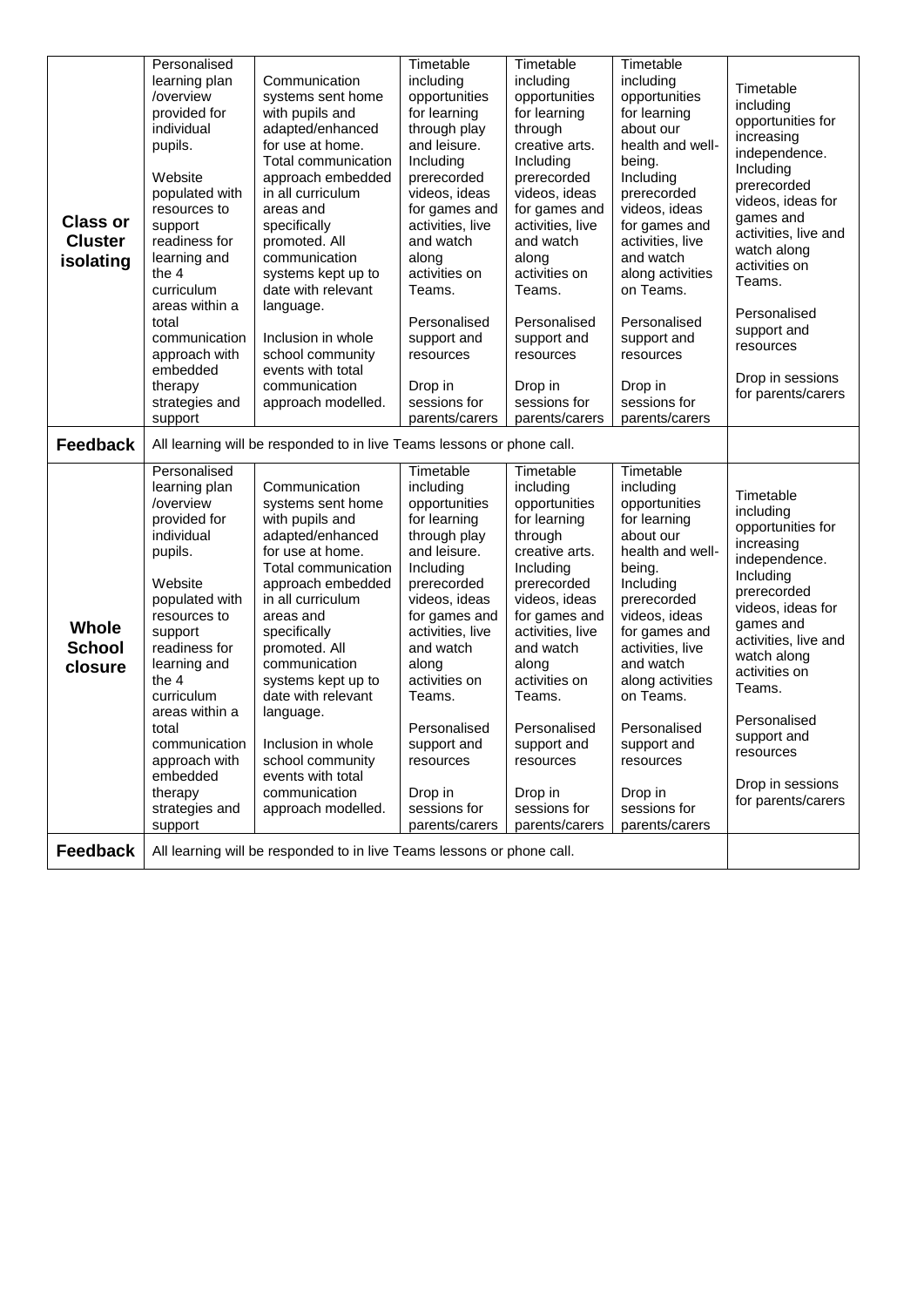| | | | | | | |
|---|---|---|---|---|---|---|
| **Class or Cluster isolating** | Personalised learning plan /overview provided for individual pupils.<br><br>Website populated with resources to support readiness for learning and the 4 curriculum areas within a total communication approach with embedded therapy strategies and support | Communication systems sent home with pupils and adapted/enhanced for use at home. Total communication approach embedded in all curriculum areas and specifically promoted. All communication systems kept up to date with relevant language.<br><br>Inclusion in whole school community events with total communication approach modelled. | Timetable including opportunities for learning through play and leisure. Including prerecorded videos, ideas for games and activities, live and watch along activities on Teams.<br><br>Personalised support and resources<br><br>Drop in sessions for parents/carers | Timetable including opportunities for learning through creative arts. Including prerecorded videos, ideas for games and activities, live and watch along activities on Teams.<br><br>Personalised support and resources<br><br>Drop in sessions for parents/carers | Timetable including opportunities for learning about our health and well-being. Including prerecorded videos, ideas for games and activities, live and watch along activities on Teams.<br><br>Personalised support and resources<br><br>Drop in sessions for parents/carers | Timetable including opportunities for increasing independence. Including prerecorded videos, ideas for games and activities, live and watch along activities on Teams.<br><br>Personalised support and resources<br><br>Drop in sessions for parents/carers |
| **Feedback** | All learning will be responded to in live Teams lessons or phone call. | | | | | |
| **Whole School closure** | Personalised learning plan /overview provided for individual pupils.<br><br>Website populated with resources to support readiness for learning and the 4 curriculum areas within a total communication approach with embedded therapy strategies and support | Communication systems sent home with pupils and adapted/enhanced for use at home. Total communication approach embedded in all curriculum areas and specifically promoted. All communication systems kept up to date with relevant language.<br><br>Inclusion in whole school community events with total communication approach modelled. | Timetable including opportunities for learning through play and leisure. Including prerecorded videos, ideas for games and activities, live and watch along activities on Teams.<br><br>Personalised support and resources<br><br>Drop in sessions for parents/carers | Timetable including opportunities for learning through creative arts. Including prerecorded videos, ideas for games and activities, live and watch along activities on Teams.<br><br>Personalised support and resources<br><br>Drop in sessions for parents/carers | Timetable including opportunities for learning about our health and well-being. Including prerecorded videos, ideas for games and activities, live and watch along activities on Teams.<br><br>Personalised support and resources<br><br>Drop in sessions for parents/carers | Timetable including opportunities for increasing independence. Including prerecorded videos, ideas for games and activities, live and watch along activities on Teams.<br><br>Personalised support and resources<br><br>Drop in sessions for parents/carers |
| **Feedback** | All learning will be responded to in live Teams lessons or phone call. | | | | | |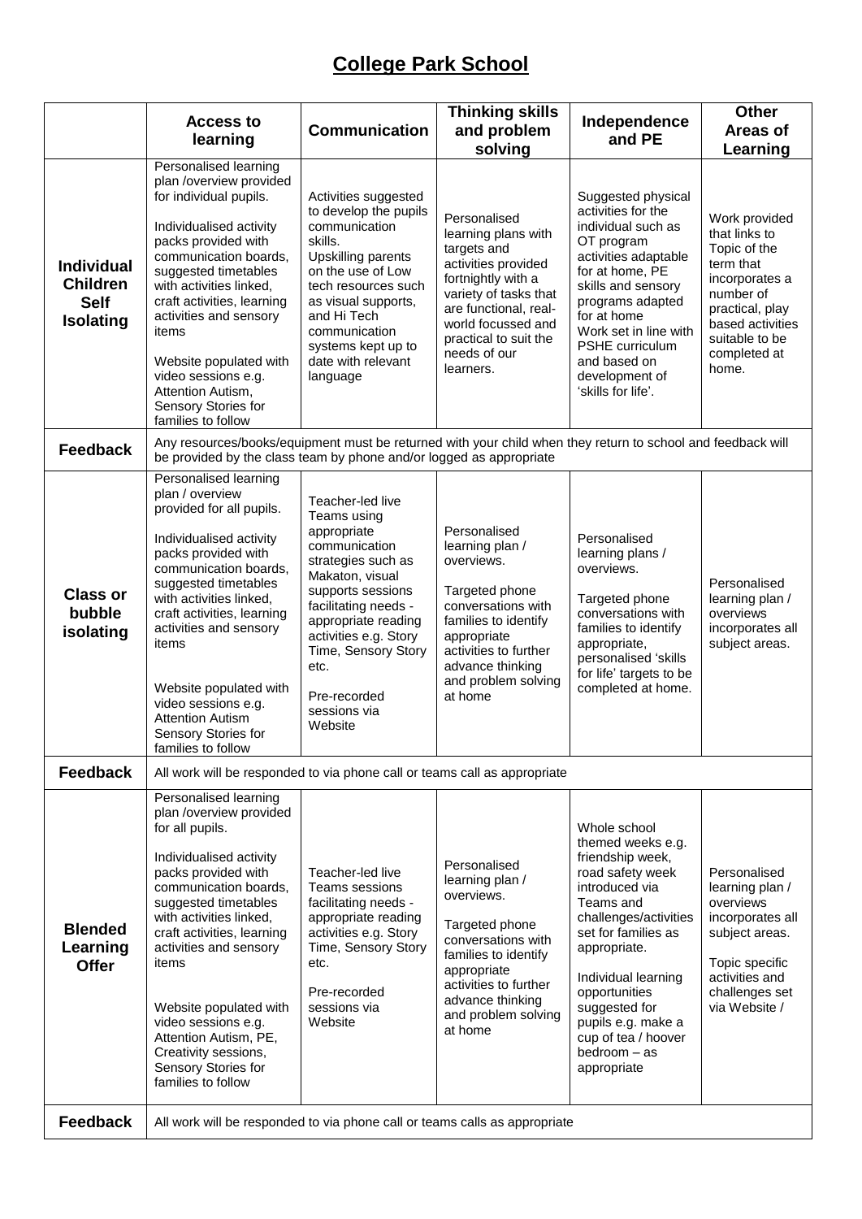# College Park School

| | Access to learning | Communication | Thinking skills and problem solving | Independence and PE | Other Areas of Learning |
|---|---|---|---|---|---|
| **Individual Children Self Isolating** | Personalised learning plan /overview provided for individual pupils.<br><br>Individualised activity packs provided with communication boards, suggested timetables with activities linked, craft activities, learning activities and sensory items<br><br>Website populated with video sessions e.g. Attention Autism, Sensory Stories for families to follow | Activities suggested to develop the pupils communication skills.<br>Upskilling parents on the use of Low tech resources such as visual supports, and Hi Tech communication systems kept up to date with relevant language | Personalised learning plans with targets and activities provided fortnightly with a variety of tasks that are functional, real-world focussed and practical to suit the needs of our learners. | Suggested physical activities for the individual such as OT program activities adaptable for at home, PE skills and sensory programs adapted for at home<br>Work set in line with PSHE curriculum and based on development of 'skills for life'. | Work provided that links to Topic of the term that incorporates a number of practical, play based activities suitable to be completed at home. |
| **Feedback** | Any resources/books/equipment must be returned with your child when they return to school and feedback will be provided by the class team by phone and/or logged as appropriate | | | | |
| **Class or bubble isolating** | Personalised learning plan / overview provided for all pupils.<br><br>Individualised activity packs provided with communication boards, suggested timetables with activities linked, craft activities, learning activities and sensory items<br><br>Website populated with video sessions e.g. Attention Autism Sensory Stories for families to follow | Teacher-led live Teams using appropriate communication strategies such as Makaton, visual supports sessions facilitating needs - appropriate reading activities e.g. Story Time, Sensory Story etc.<br><br>Pre-recorded sessions via Website | Personalised learning plan / overviews.<br><br>Targeted phone conversations with families to identify appropriate activities to further advance thinking and problem solving at home | Personalised learning plans / overviews.<br><br>Targeted phone conversations with families to identify appropriate, personalised 'skills for life' targets to be completed at home. | Personalised learning plan / overviews incorporates all subject areas. |
| **Feedback** | All work will be responded to via phone call or teams call as appropriate | | | | |
| **Blended Learning Offer** | Personalised learning plan /overview provided for all pupils.<br><br>Individualised activity packs provided with communication boards, suggested timetables with activities linked, craft activities, learning activities and sensory items<br><br>Website populated with video sessions e.g. Attention Autism, PE, Creativity sessions, Sensory Stories for families to follow | Teacher-led live Teams sessions facilitating needs - appropriate reading activities e.g. Story Time, Sensory Story etc.<br><br>Pre-recorded sessions via Website | Personalised learning plan / overviews.<br><br>Targeted phone conversations with families to identify appropriate activities to further advance thinking and problem solving at home | Whole school themed weeks e.g. friendship week, road safety week introduced via Teams and challenges/activities set for families as appropriate.<br><br>Individual learning opportunities suggested for pupils e.g. make a cup of tea / hoover bedroom – as appropriate | Personalised learning plan / overviews incorporates all subject areas.<br><br>Topic specific activities and challenges set via Website / |
| **Feedback** | All work will be responded to via phone call or teams calls as appropriate | | | | |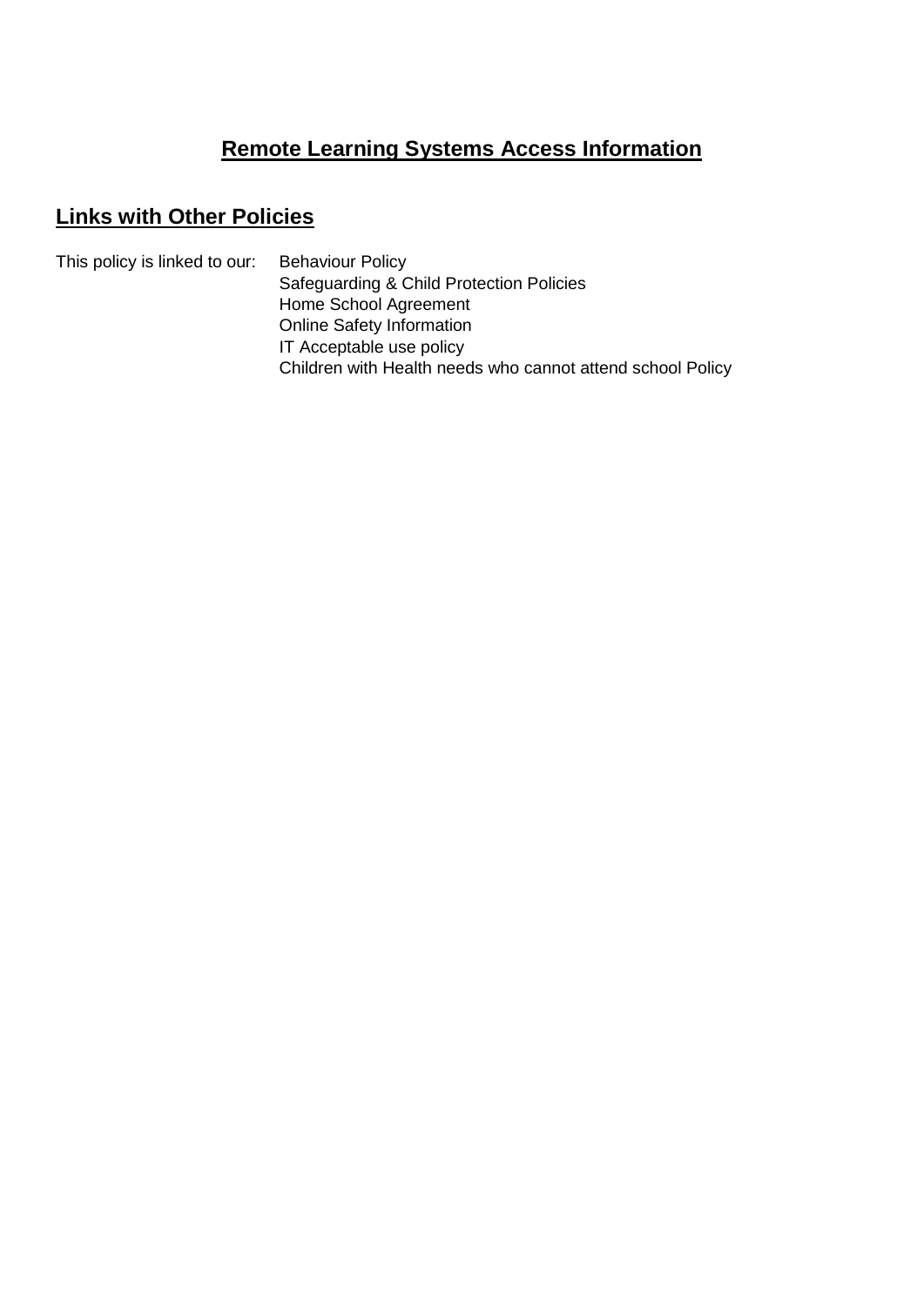# Remote Learning Systems Access Information

## Links with Other Policies

This policy is linked to our:

- Behaviour Policy
- Safeguarding & Child Protection Policies
- Home School Agreement
- Online Safety Information
- IT Acceptable use policy
- Children with Health needs who cannot attend school Policy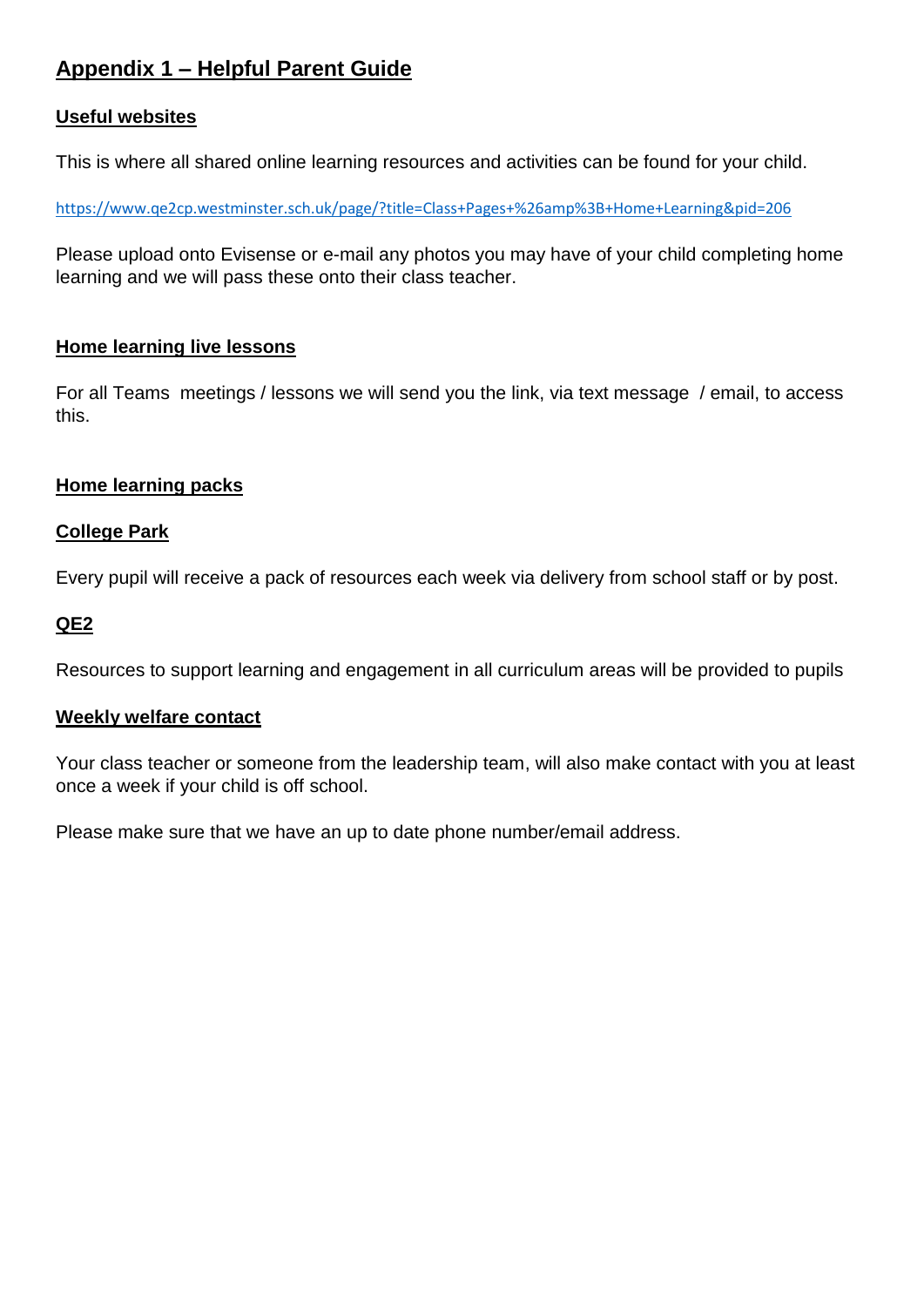# Appendix 1 – Helpful Parent Guide

## Useful websites

This is where all shared online learning resources and activities can be found for your child.

https://www.qe2cp.westminster.sch.uk/page/?title=Class+Pages+%26amp%3B+Home+Learning&pid=206

Please upload onto Evisense or e-mail any photos you may have of your child completing home learning and we will pass these onto their class teacher.

## Home learning live lessons

For all Teams meetings / lessons we will send you the link, via text message / email, to access this.

## Home learning packs

### College Park

Every pupil will receive a pack of resources each week via delivery from school staff or by post.

### QE2

Resources to support learning and engagement in all curriculum areas will be provided to pupils

## Weekly welfare contact

Your class teacher or someone from the leadership team, will also make contact with you at least once a week if your child is off school.

Please make sure that we have an up to date phone number/email address.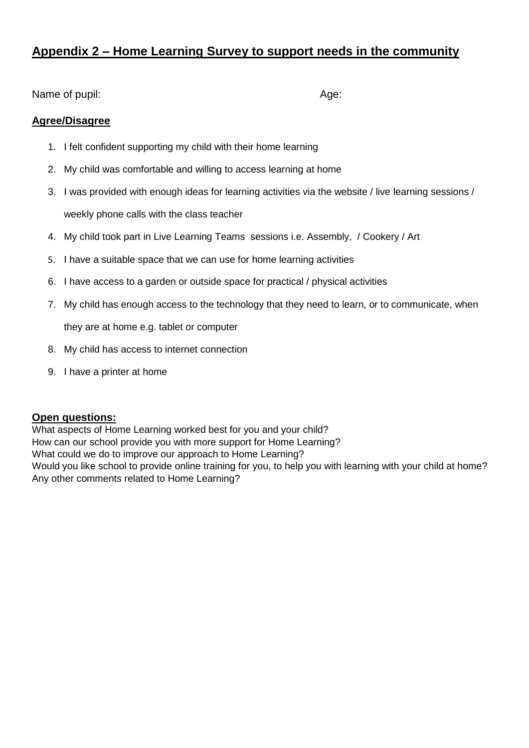## Appendix 2 – Home Learning Survey to support needs in the community

Name of pupil: Age:

**Agree/Disagree**

1. I felt confident supporting my child with their home learning
2. My child was comfortable and willing to access learning at home
3. I was provided with enough ideas for learning activities via the website / live learning sessions / weekly phone calls with the class teacher
4. My child took part in Live Learning Teams sessions i.e. Assembly, / Cookery / Art
5. I have a suitable space that we can use for home learning activities
6. I have access to a garden or outside space for practical / physical activities
7. My child has enough access to the technology that they need to learn, or to communicate, when they are at home e.g. tablet or computer
8. My child has access to internet connection
9. I have a printer at home

**Open questions:**

What aspects of Home Learning worked best for you and your child?
How can our school provide you with more support for Home Learning?
What could we do to improve our approach to Home Learning?
Would you like school to provide online training for you, to help you with learning with your child at home?
Any other comments related to Home Learning?